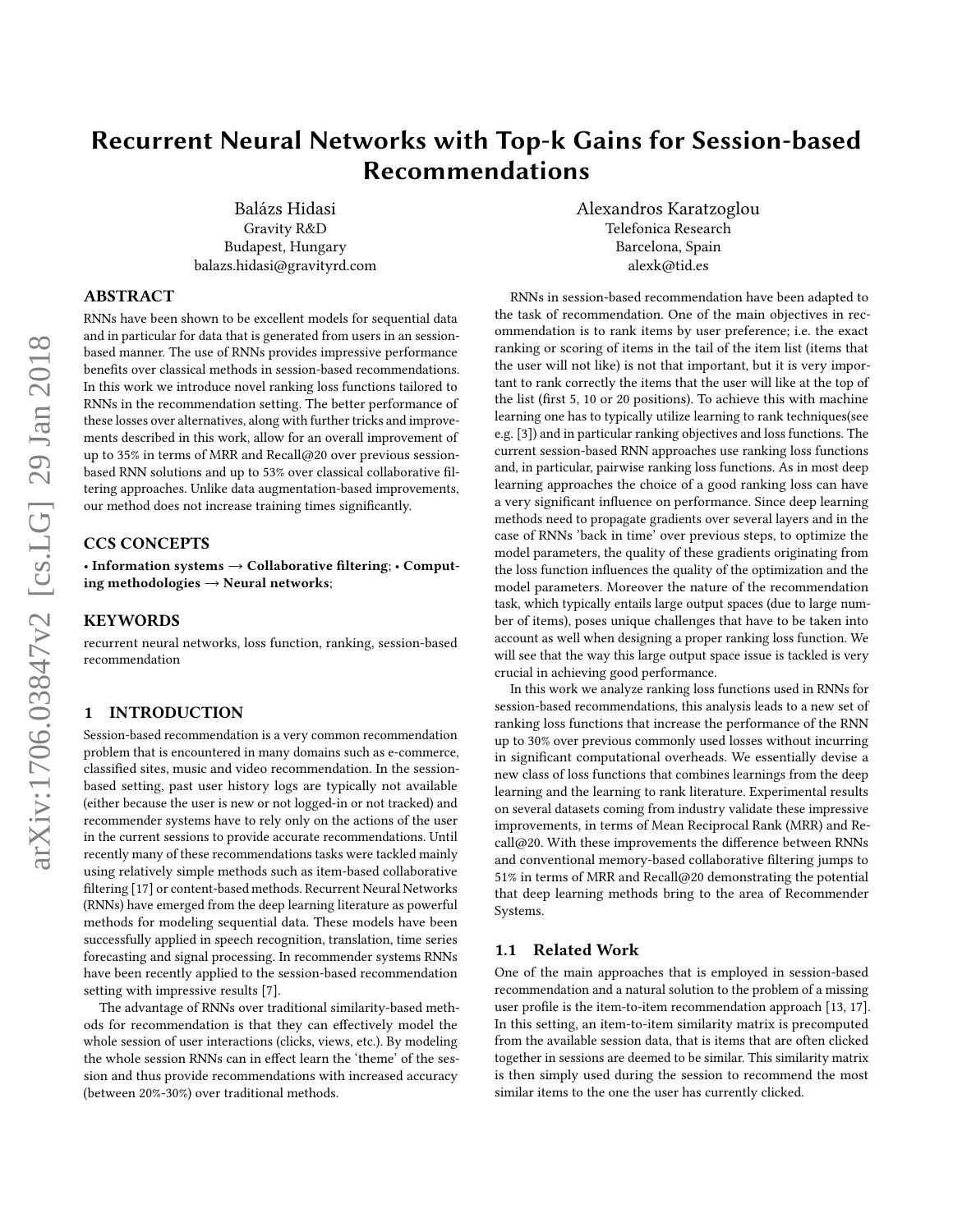# Recurrent Neural Networks with Top-k Gains for Session-based Recommendations

Balázs Hidasi
Gravity R&D
Budapest, Hungary
balazs.hidasi@gravityrd.com

Alexandros Karatzoglou
Telefonica Research
Barcelona, Spain
alexk@tid.es

## ABSTRACT

RNNs have been shown to be excellent models for sequential data and in particular for data that is generated from users in an session-based manner. The use of RNNs provides impressive performance benefits over classical methods in session-based recommendations. In this work we introduce novel ranking loss functions tailored to RNNs in the recommendation setting. The better performance of these losses over alternatives, along with further tricks and improvements described in this work, allow for an overall improvement of up to 35% in terms of MRR and Recall@20 over previous session-based RNN solutions and up to 53% over classical collaborative filtering approaches. Unlike data augmentation-based improvements, our method does not increase training times significantly.

## CCS CONCEPTS

• **Information systems → Collaborative filtering**; • **Computing methodologies → Neural networks**;

## KEYWORDS

recurrent neural networks, loss function, ranking, session-based recommendation

## 1 INTRODUCTION

Session-based recommendation is a very common recommendation problem that is encountered in many domains such as e-commerce, classified sites, music and video recommendation. In the session-based setting, past user history logs are typically not available (either because the user is new or not logged-in or not tracked) and recommender systems have to rely only on the actions of the user in the current sessions to provide accurate recommendations. Until recently many of these recommendations tasks were tackled mainly using relatively simple methods such as item-based collaborative filtering [17] or content-based methods. Recurrent Neural Networks (RNNs) have emerged from the deep learning literature as powerful methods for modeling sequential data. These models have been successfully applied in speech recognition, translation, time series forecasting and signal processing. In recommender systems RNNs have been recently applied to the session-based recommendation setting with impressive results [7].

The advantage of RNNs over traditional similarity-based methods for recommendation is that they can effectively model the whole session of user interactions (clicks, views, etc.). By modeling the whole session RNNs can in effect learn the 'theme' of the session and thus provide recommendations with increased accuracy (between 20%-30%) over traditional methods.

RNNs in session-based recommendation have been adapted to the task of recommendation. One of the main objectives in recommendation is to rank items by user preference; i.e. the exact ranking or scoring of items in the tail of the item list (items that the user will not like) is not that important, but it is very important to rank correctly the items that the user will like at the top of the list (first 5, 10 or 20 positions). To achieve this with machine learning one has to typically utilize learning to rank techniques(see e.g. [3]) and in particular ranking objectives and loss functions. The current session-based RNN approaches use ranking loss functions and, in particular, pairwise ranking loss functions. As in most deep learning approaches the choice of a good ranking loss can have a very significant influence on performance. Since deep learning methods need to propagate gradients over several layers and in the case of RNNs 'back in time' over previous steps, to optimize the model parameters, the quality of these gradients originating from the loss function influences the quality of the optimization and the model parameters. Moreover the nature of the recommendation task, which typically entails large output spaces (due to large number of items), poses unique challenges that have to be taken into account as well when designing a proper ranking loss function. We will see that the way this large output space issue is tackled is very crucial in achieving good performance.

In this work we analyze ranking loss functions used in RNNs for session-based recommendations, this analysis leads to a new set of ranking loss functions that increase the performance of the RNN up to 30% over previous commonly used losses without incurring in significant computational overheads. We essentially devise a new class of loss functions that combines learnings from the deep learning and the learning to rank literature. Experimental results on several datasets coming from industry validate these impressive improvements, in terms of Mean Reciprocal Rank (MRR) and Recall@20. With these improvements the difference between RNNs and conventional memory-based collaborative filtering jumps to 51% in terms of MRR and Recall@20 demonstrating the potential that deep learning methods bring to the area of Recommender Systems.

### 1.1 Related Work

One of the main approaches that is employed in session-based recommendation and a natural solution to the problem of a missing user profile is the item-to-item recommendation approach [13, 17]. In this setting, an item-to-item similarity matrix is precomputed from the available session data, that is items that are often clicked together in sessions are deemed to be similar. This similarity matrix is then simply used during the session to recommend the most similar items to the one the user has currently clicked.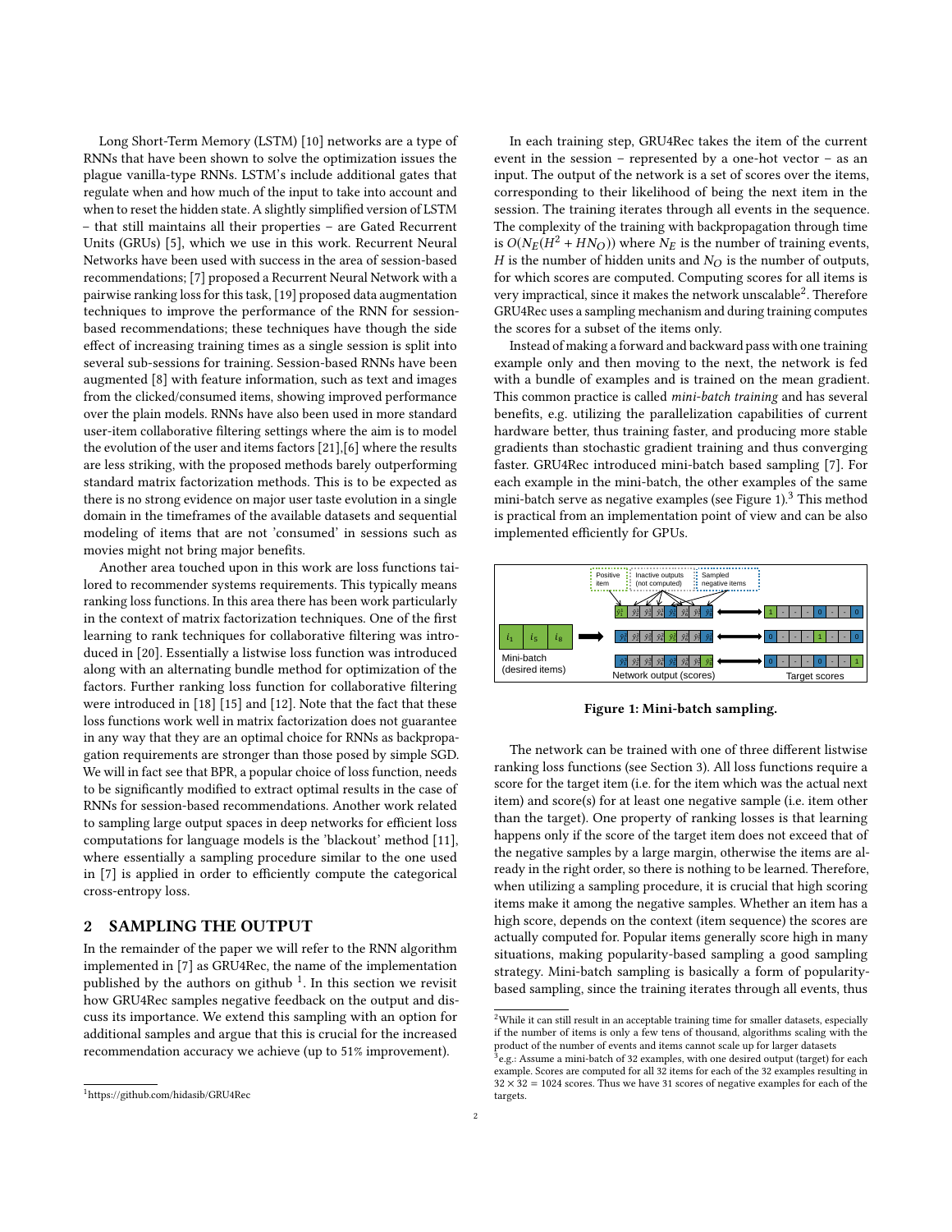Long Short-Term Memory (LSTM) [10] networks are a type of RNNs that have been shown to solve the optimization issues the plague vanilla-type RNNs. LSTM's include additional gates that regulate when and how much of the input to take into account and when to reset the hidden state. A slightly simplified version of LSTM – that still maintains all their properties – are Gated Recurrent Units (GRUs) [5], which we use in this work. Recurrent Neural Networks have been used with success in the area of session-based recommendations; [7] proposed a Recurrent Neural Network with a pairwise ranking loss for this task, [19] proposed data augmentation techniques to improve the performance of the RNN for session-based recommendations; these techniques have though the side effect of increasing training times as a single session is split into several sub-sessions for training. Session-based RNNs have been augmented [8] with feature information, such as text and images from the clicked/consumed items, showing improved performance over the plain models. RNNs have also been used in more standard user-item collaborative filtering settings where the aim is to model the evolution of the user and items factors [21],[6] where the results are less striking, with the proposed methods barely outperforming standard matrix factorization methods. This is to be expected as there is no strong evidence on major user taste evolution in a single domain in the timeframes of the available datasets and sequential modeling of items that are not 'consumed' in sessions such as movies might not bring major benefits.

Another area touched upon in this work are loss functions tailored to recommender systems requirements. This typically means ranking loss functions. In this area there has been work particularly in the context of matrix factorization techniques. One of the first learning to rank techniques for collaborative filtering was introduced in [20]. Essentially a listwise loss function was introduced along with an alternating bundle method for optimization of the factors. Further ranking loss function for collaborative filtering were introduced in [18] [15] and [12]. Note that the fact that these loss functions work well in matrix factorization does not guarantee in any way that they are an optimal choice for RNNs as backpropagation requirements are stronger than those posed by simple SGD. We will in fact see that BPR, a popular choice of loss function, needs to be significantly modified to extract optimal results in the case of RNNs for session-based recommendations. Another work related to sampling large output spaces in deep networks for efficient loss computations for language models is the 'blackout' method [11], where essentially a sampling procedure similar to the one used in [7] is applied in order to efficiently compute the categorical cross-entropy loss.

## 2 SAMPLING THE OUTPUT

In the remainder of the paper we will refer to the RNN algorithm implemented in [7] as GRU4Rec, the name of the implementation published by the authors on github [1]. In this section we revisit how GRU4Rec samples negative feedback on the output and discuss its importance. We extend this sampling with an option for additional samples and argue that this is crucial for the increased recommendation accuracy we achieve (up to 51% improvement).

[1] https://github.com/hidasib/GRU4Rec

In each training step, GRU4Rec takes the item of the current event in the session – represented by a one-hot vector – as an input. The output of the network is a set of scores over the items, corresponding to their likelihood of being the next item in the session. The training iterates through all events in the sequence. The complexity of the training with backpropagation through time is $O(N_E(H^2 + HN_O))$ where $N_E$ is the number of training events, $H$ is the number of hidden units and $N_O$ is the number of outputs, for which scores are computed. Computing scores for all items is very impractical, since it makes the network unscalable[2]. Therefore GRU4Rec uses a sampling mechanism and during training computes the scores for a subset of the items only.

Instead of making a forward and backward pass with one training example only and then moving to the next, the network is fed with a bundle of examples and is trained on the mean gradient. This common practice is called *mini-batch training* and has several benefits, e.g. utilizing the parallelization capabilities of current hardware better, thus training faster, and producing more stable gradients than stochastic gradient training and thus converging faster. GRU4Rec introduced mini-batch based sampling [7]. For each example in the mini-batch, the other examples of the same mini-batch serve as negative examples (see Figure 1).[3] This method is practical from an implementation point of view and can be also implemented efficiently for GPUs.

**Figure 1: Mini-batch sampling.**

The network can be trained with one of three different listwise ranking loss functions (see Section 3). All loss functions require a score for the target item (i.e. for the item which was the actual next item) and score(s) for at least one negative sample (i.e. item other than the target). One property of ranking losses is that learning happens only if the score of the target item does not exceed that of the negative samples by a large margin, otherwise the items are already in the right order, so there is nothing to be learned. Therefore, when utilizing a sampling procedure, it is crucial that high scoring items make it among the negative samples. Whether an item has a high score, depends on the context (item sequence) the scores are actually computed for. Popular items generally score high in many situations, making popularity-based sampling a good sampling strategy. Mini-batch sampling is basically a form of popularity-based sampling, since the training iterates through all events, thus

[2] While it can still result in an acceptable training time for smaller datasets, especially if the number of items is only a few tens of thousand, algorithms scaling with the product of the number of events and items cannot scale up for larger datasets

[3] e.g.: Assume a mini-batch of 32 examples, with one desired output (target) for each example. Scores are computed for all 32 items for each of the 32 examples resulting in $32 \times 32 = 1024$ scores. Thus we have 31 scores of negative examples for each of the targets.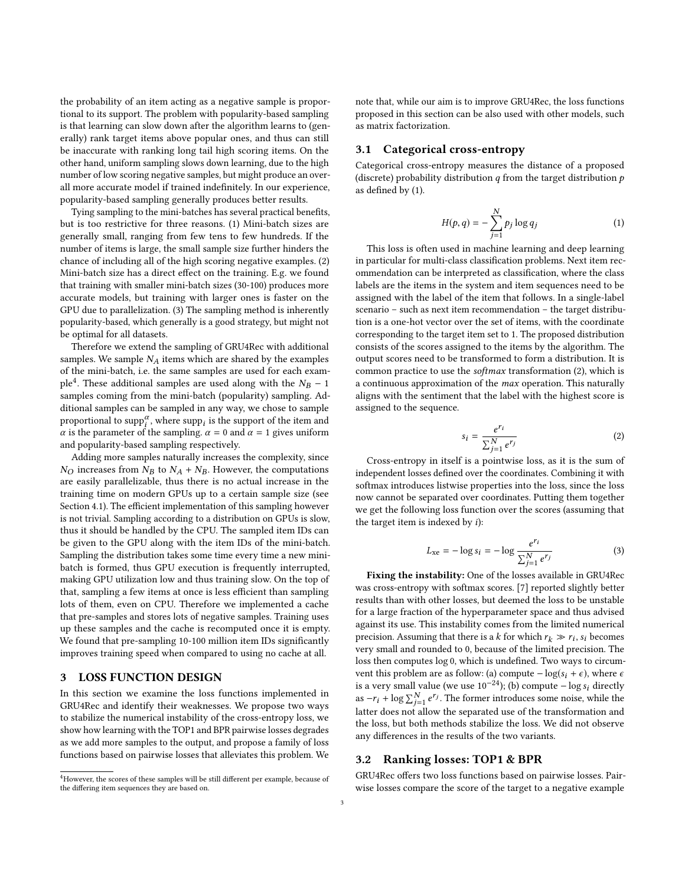the probability of an item acting as a negative sample is proportional to its support. The problem with popularity-based sampling is that learning can slow down after the algorithm learns to (generally) rank target items above popular ones, and thus can still be inaccurate with ranking long tail high scoring items. On the other hand, uniform sampling slows down learning, due to the high number of low scoring negative samples, but might produce an overall more accurate model if trained indefinitely. In our experience, popularity-based sampling generally produces better results.

Tying sampling to the mini-batches has several practical benefits, but is too restrictive for three reasons. (1) Mini-batch sizes are generally small, ranging from few tens to few hundreds. If the number of items is large, the small sample size further hinders the chance of including all of the high scoring negative examples. (2) Mini-batch size has a direct effect on the training. E.g. we found that training with smaller mini-batch sizes (30-100) produces more accurate models, but training with larger ones is faster on the GPU due to parallelization. (3) The sampling method is inherently popularity-based, which generally is a good strategy, but might not be optimal for all datasets.

Therefore we extend the sampling of GRU4Rec with additional samples. We sample $N_A$ items which are shared by the examples of the mini-batch, i.e. the same samples are used for each example[4]. These additional samples are used along with the $N_B - 1$ samples coming from the mini-batch (popularity) sampling. Additional samples can be sampled in any way, we chose to sample proportional to $\text{supp}_i^\alpha$, where $\text{supp}_i$ is the support of the item and $\alpha$ is the parameter of the sampling. $\alpha = 0$ and $\alpha = 1$ gives uniform and popularity-based sampling respectively.

Adding more samples naturally increases the complexity, since $N_O$ increases from $N_B$ to $N_A + N_B$. However, the computations are easily parallelizable, thus there is no actual increase in the training time on modern GPUs up to a certain sample size (see Section 4.1). The efficient implementation of this sampling however is not trivial. Sampling according to a distribution on GPUs is slow, thus it should be handled by the CPU. The sampled item IDs can be given to the GPU along with the item IDs of the mini-batch. Sampling the distribution takes some time every time a new mini-batch is formed, thus GPU execution is frequently interrupted, making GPU utilization low and thus training slow. On the top of that, sampling a few items at once is less efficient than sampling lots of them, even on CPU. Therefore we implemented a cache that pre-samples and stores lots of negative samples. Training uses up these samples and the cache is recomputed once it is empty. We found that pre-sampling 10-100 million item IDs significantly improves training speed when compared to using no cache at all.

# 3 LOSS FUNCTION DESIGN

In this section we examine the loss functions implemented in GRU4Rec and identify their weaknesses. We propose two ways to stabilize the numerical instability of the cross-entropy loss, we show how learning with the TOP1 and BPR pairwise losses degrades as we add more samples to the output, and propose a family of loss functions based on pairwise losses that alleviates this problem. We note that, while our aim is to improve GRU4Rec, the loss functions proposed in this section can be also used with other models, such as matrix factorization.

## 3.1 Categorical cross-entropy

Categorical cross-entropy measures the distance of a proposed (discrete) probability distribution $q$ from the target distribution $p$ as defined by (1).

$$H(p, q) = -\sum_{j=1}^{N} p_j \log q_j \tag{1}$$

This loss is often used in machine learning and deep learning in particular for multi-class classification problems. Next item recommendation can be interpreted as classification, where the class labels are the items in the system and item sequences need to be assigned with the label of the item that follows. In a single-label scenario – such as next item recommendation – the target distribution is a one-hot vector over the set of items, with the coordinate corresponding to the target item set to 1. The proposed distribution consists of the scores assigned to the items by the algorithm. The output scores need to be transformed to form a distribution. It is common practice to use the *softmax* transformation (2), which is a continuous approximation of the *max* operation. This naturally aligns with the sentiment that the label with the highest score is assigned to the sequence.

$$s_i = \frac{e^{r_i}}{\sum_{j=1}^{N} e^{r_j}} \tag{2}$$

Cross-entropy in itself is a pointwise loss, as it is the sum of independent losses defined over the coordinates. Combining it with softmax introduces listwise properties into the loss, since the loss now cannot be separated over coordinates. Putting them together we get the following loss function over the scores (assuming that the target item is indexed by $i$):

$$L_{\text{xe}} = -\log s_i = -\log \frac{e^{r_i}}{\sum_{j=1}^{N} e^{r_j}} \tag{3}$$

**Fixing the instability:** One of the losses available in GRU4Rec was cross-entropy with softmax scores. [7] reported slightly better results than with other losses, but deemed the loss to be unstable for a large fraction of the hyperparameter space and thus advised against its use. This instability comes from the limited numerical precision. Assuming that there is a $k$ for which $r_k \gg r_i$, $s_i$ becomes very small and rounded to 0, because of the limited precision. The loss then computes $\log 0$, which is undefined. Two ways to circumvent this problem are as follow: (a) compute $-\log(s_i + \epsilon)$, where $\epsilon$ is a very small value (we use $10^{-24}$); (b) compute $-\log s_i$ directly as $-r_i + \log \sum_{j=1}^{N} e^{r_j}$. The former introduces some noise, while the latter does not allow the separated use of the transformation and the loss, but both methods stabilize the loss. We did not observe any differences in the results of the two variants.

## 3.2 Ranking losses: TOP1 & BPR

GRU4Rec offers two loss functions based on pairwise losses. Pairwise losses compare the score of the target to a negative example

[4] However, the scores of these samples will be still different per example, because of the differing item sequences they are based on.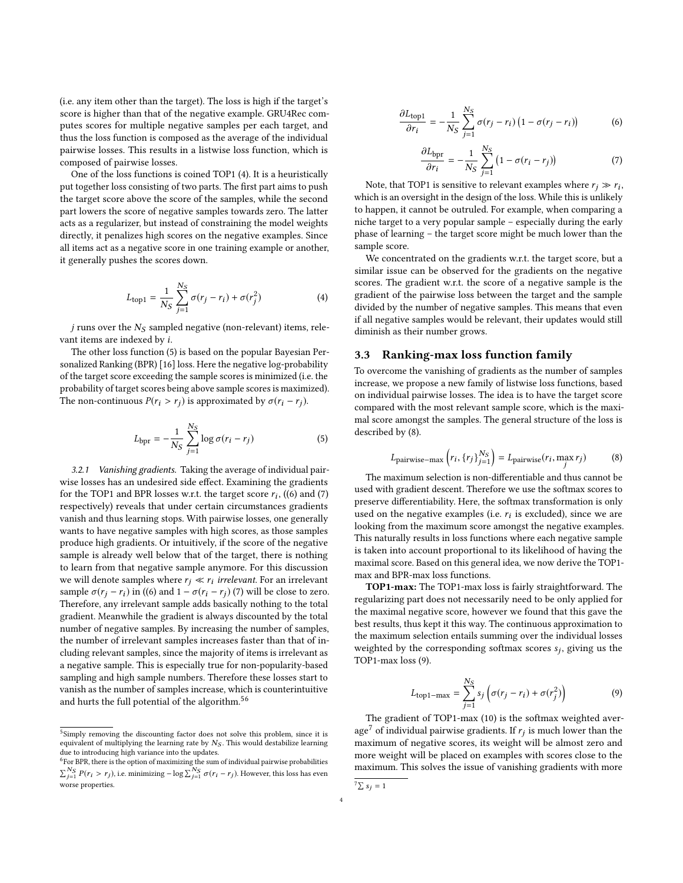(i.e. any item other than the target). The loss is high if the target's score is higher than that of the negative example. GRU4Rec computes scores for multiple negative samples per each target, and thus the loss function is composed as the average of the individual pairwise losses. This results in a listwise loss function, which is composed of pairwise losses.

One of the loss functions is coined TOP1 (4). It is a heuristically put together loss consisting of two parts. The first part aims to push the target score above the score of the samples, while the second part lowers the score of negative samples towards zero. The latter acts as a regularizer, but instead of constraining the model weights directly, it penalizes high scores on the negative examples. Since all items act as a negative score in one training example or another, it generally pushes the scores down.

$$L_{\text{top1}} = \frac{1}{N_S} \sum_{j=1}^{N_S} \sigma(r_j - r_i) + \sigma(r_j^2) \tag{4}$$

$j$ runs over the $N_S$ sampled negative (non-relevant) items, relevant items are indexed by $i$.

The other loss function (5) is based on the popular Bayesian Personalized Ranking (BPR) [16] loss. Here the negative log-probability of the target score exceeding the sample scores is minimized (i.e. the probability of target scores being above sample scores is maximized). The non-continuous $P(r_i > r_j)$ is approximated by $\sigma(r_i - r_j)$.

$$L_{\text{bpr}} = -\frac{1}{N_S} \sum_{j=1}^{N_S} \log \sigma(r_i - r_j) \tag{5}$$

#### 3.2.1 Vanishing gradients.

Taking the average of individual pairwise losses has an undesired side effect. Examining the gradients for the TOP1 and BPR losses w.r.t. the target score $r_i$, ((6) and (7) respectively) reveals that under certain circumstances gradients vanish and thus learning stops. With pairwise losses, one generally wants to have negative samples with high scores, as those samples produce high gradients. Or intuitively, if the score of the negative sample is already well below that of the target, there is nothing to learn from that negative sample anymore. For this discussion we will denote samples where $r_j \ll r_i$ *irrelevant*. For an irrelevant sample $\sigma(r_j - r_i)$ in ((6) and $1 - \sigma(r_i - r_j)$ (7) will be close to zero. Therefore, any irrelevant sample adds basically nothing to the total gradient. Meanwhile the gradient is always discounted by the total number of negative samples. By increasing the number of samples, the number of irrelevant samples increases faster than that of including relevant samples, since the majority of items is irrelevant as a negative sample. This is especially true for non-popularity-based sampling and high sample numbers. Therefore these losses start to vanish as the number of samples increase, which is counterintuitive and hurts the full potential of the algorithm.[5][6]

$$\frac{\partial L_{\text{top1}}}{\partial r_i} = -\frac{1}{N_S} \sum_{j=1}^{N_S} \sigma(r_j - r_i)\left(1 - \sigma(r_j - r_i)\right) \tag{6}$$

$$\frac{\partial L_{\text{bpr}}}{\partial r_i} = -\frac{1}{N_S} \sum_{j=1}^{N_S} \left(1 - \sigma(r_i - r_j)\right) \tag{7}$$

Note, that TOP1 is sensitive to relevant examples where $r_j \gg r_i$, which is an oversight in the design of the loss. While this is unlikely to happen, it cannot be outruled. For example, when comparing a niche target to a very popular sample – especially during the early phase of learning – the target score might be much lower than the sample score.

We concentrated on the gradients w.r.t. the target score, but a similar issue can be observed for the gradients on the negative scores. The gradient w.r.t. the score of a negative sample is the gradient of the pairwise loss between the target and the sample divided by the number of negative samples. This means that even if all negative samples would be relevant, their updates would still diminish as their number grows.

## 3.3 Ranking-max loss function family

To overcome the vanishing of gradients as the number of samples increase, we propose a new family of listwise loss functions, based on individual pairwise losses. The idea is to have the target score compared with the most relevant sample score, which is the maximal score amongst the samples. The general structure of the loss is described by (8).

$$L_{\text{pairwise-max}}\left(r_i, \{r_j\}_{j=1}^{N_S}\right) = L_{\text{pairwise}}(r_i, \max_j r_j) \tag{8}$$

The maximum selection is non-differentiable and thus cannot be used with gradient descent. Therefore we use the softmax scores to preserve differentiability. Here, the softmax transformation is only used on the negative examples (i.e. $r_i$ is excluded), since we are looking from the maximum score amongst the negative examples. This naturally results in loss functions where each negative sample is taken into account proportional to its likelihood of having the maximal score. Based on this general idea, we now derive the TOP1-max and BPR-max loss functions.

**TOP1-max:** The TOP1-max loss is fairly straightforward. The regularizing part does not necessarily need to be only applied for the maximal negative score, however we found that this gave the best results, thus kept it this way. The continuous approximation to the maximum selection entails summing over the individual losses weighted by the corresponding softmax scores $s_j$, giving us the TOP1-max loss (9).

$$L_{\text{top1-max}} = \sum_{j=1}^{N_S} s_j \left(\sigma(r_j - r_i) + \sigma(r_j^2)\right) \tag{9}$$

The gradient of TOP1-max (10) is the softmax weighted average[7] of individual pairwise gradients. If $r_j$ is much lower than the maximum of negative scores, its weight will be almost zero and more weight will be placed on examples with scores close to the maximum. This solves the issue of vanishing gradients with more

[5] Simply removing the discounting factor does not solve this problem, since it is equivalent of multiplying the learning rate by $N_S$. This would destabilize learning due to introducing high variance into the updates.

[6] For BPR, there is the option of maximizing the sum of individual pairwise probabilities $\sum_{j=1}^{N_S} P(r_i > r_j)$, i.e. minimizing $-\log \sum_{j=1}^{N_S} \sigma(r_i - r_j)$. However, this loss has even worse properties.

[7] $\sum s_j = 1$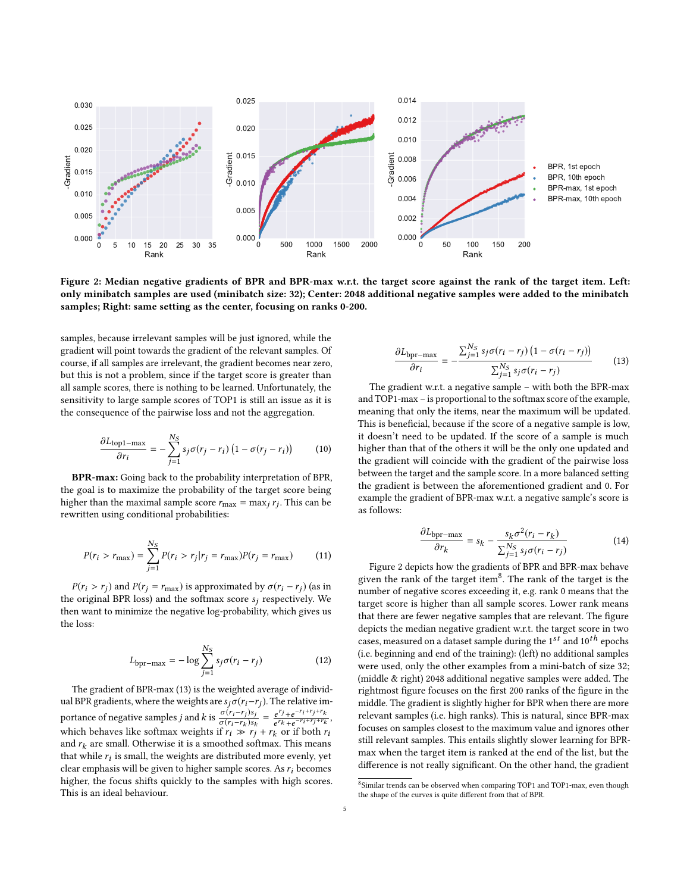Figure 2: Median negative gradients of BPR and BPR-max w.r.t. the target score against the rank of the target item. Left: only minibatch samples are used (minibatch size: 32); Center: 2048 additional negative samples were added to the minibatch samples; Right: same setting as the center, focusing on ranks 0-200.

samples, because irrelevant samples will be just ignored, while the gradient will point towards the gradient of the relevant samples. Of course, if all samples are irrelevant, the gradient becomes near zero, but this is not a problem, since if the target score is greater than all sample scores, there is nothing to be learned. Unfortunately, the sensitivity to large sample scores of TOP1 is still an issue as it is the consequence of the pairwise loss and not the aggregation.

$$\frac{\partial L_{\text{top1-max}}}{\partial r_i} = -\sum_{j=1}^{N_S} s_j \sigma(r_j - r_i)\left(1 - \sigma(r_j - r_i)\right) \tag{10}$$

**BPR-max:** Going back to the probability interpretation of BPR, the goal is to maximize the probability of the target score being higher than the maximal sample score $r_{\max} = \max_j r_j$. This can be rewritten using conditional probabilities:

$$P(r_i > r_{\max}) = \sum_{j=1}^{N_S} P(r_i > r_j | r_j = r_{\max}) P(r_j = r_{\max}) \tag{11}$$

$P(r_i > r_j)$ and $P(r_j = r_{\max})$ is approximated by $\sigma(r_i - r_j)$ (as in the original BPR loss) and the softmax score $s_j$ respectively. We then want to minimize the negative log-probability, which gives us the loss:

$$L_{\text{bpr-max}} = -\log \sum_{j=1}^{N_S} s_j \sigma(r_i - r_j) \tag{12}$$

The gradient of BPR-max (13) is the weighted average of individual BPR gradients, where the weights are $s_j \sigma(r_i - r_j)$. The relative importance of negative samples $j$ and $k$ is $\frac{\sigma(r_i - r_j) s_j}{\sigma(r_i - r_k) s_k} = \frac{e^{r_j} + e^{-r_i + r_j + r_k}}{e^{r_k} + e^{-r_i + r_j + r_k}}$, which behaves like softmax weights if $r_i \gg r_j + r_k$ or if both $r_i$ and $r_k$ are small. Otherwise it is a smoothed softmax. This means that while $r_i$ is small, the weights are distributed more evenly, yet clear emphasis will be given to higher sample scores. As $r_i$ becomes higher, the focus shifts quickly to the samples with high scores. This is an ideal behaviour.

$$\frac{\partial L_{\text{bpr-max}}}{\partial r_i} = -\frac{\sum_{j=1}^{N_S} s_j \sigma(r_i - r_j)\left(1 - \sigma(r_i - r_j)\right)}{\sum_{j=1}^{N_S} s_j \sigma(r_i - r_j)} \tag{13}$$

The gradient w.r.t. a negative sample – with both the BPR-max and TOP1-max – is proportional to the softmax score of the example, meaning that only the items, near the maximum will be updated. This is beneficial, because if the score of a negative sample is low, it doesn't need to be updated. If the score of a sample is much higher than that of the others it will be the only one updated and the gradient will coincide with the gradient of the pairwise loss between the target and the sample score. In a more balanced setting the gradient is between the aforementioned gradient and 0. For example the gradient of BPR-max w.r.t. a negative sample's score is as follows:

$$\frac{\partial L_{\text{bpr-max}}}{\partial r_k} = s_k - \frac{s_k \sigma^2(r_i - r_k)}{\sum_{j=1}^{N_S} s_j \sigma(r_i - r_j)} \tag{14}$$

Figure 2 depicts how the gradients of BPR and BPR-max behave given the rank of the target item[8]. The rank of the target is the number of negative scores exceeding it, e.g. rank 0 means that the target score is higher than all sample scores. Lower rank means that there are fewer negative samples that are relevant. The figure depicts the median negative gradient w.r.t. the target score in two cases, measured on a dataset sample during the $1^{st}$ and $10^{th}$ epochs (i.e. beginning and end of the training): (left) no additional samples were used, only the other examples from a mini-batch of size 32; (middle & right) 2048 additional negative samples were added. The rightmost figure focuses on the first 200 ranks of the figure in the middle. The gradient is slightly higher for BPR when there are more relevant samples (i.e. high ranks). This is natural, since BPR-max focuses on samples closest to the maximum value and ignores other still relevant samples. This entails slightly slower learning for BPR-max when the target item is ranked at the end of the list, but the difference is not really significant. On the other hand, the gradient

[8] Similar trends can be observed when comparing TOP1 and TOP1-max, even though the shape of the curves is quite different from that of BPR.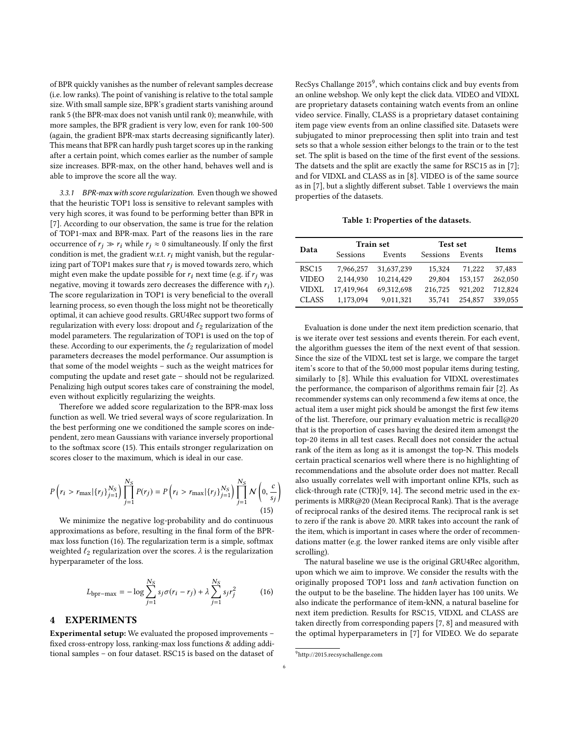of BPR quickly vanishes as the number of relevant samples decrease (i.e. low ranks). The point of vanishing is relative to the total sample size. With small sample size, BPR's gradient starts vanishing around rank 5 (the BPR-max does not vanish until rank 0); meanwhile, with more samples, the BPR gradient is very low, even for rank 100-500 (again, the gradient BPR-max starts decreasing significantly later). This means that BPR can hardly push target scores up in the ranking after a certain point, which comes earlier as the number of sample size increases. BPR-max, on the other hand, behaves well and is able to improve the score all the way.

#### 3.3.1 *BPR-max with score regularization.*

Even though we showed that the heuristic TOP1 loss is sensitive to relevant samples with very high scores, it was found to be performing better than BPR in [7]. According to our observation, the same is true for the relation of TOP1-max and BPR-max. Part of the reasons lies in the rare occurrence of $r_j \gg r_i$ while $r_j \approx 0$ simultaneously. If only the first condition is met, the gradient w.r.t. $r_i$ might vanish, but the regularizing part of TOP1 makes sure that $r_j$ is moved towards zero, which might even make the update possible for $r_i$ next time (e.g. if $r_j$ was negative, moving it towards zero decreases the difference with $r_i$). The score regularization in TOP1 is very beneficial to the overall learning process, so even though the loss might not be theoretically optimal, it can achieve good results. GRU4Rec support two forms of regularization with every loss: dropout and $\ell_2$ regularization of the model parameters. The regularization of TOP1 is used on the top of these. According to our experiments, the $\ell_2$ regularization of model parameters decreases the model performance. Our assumption is that some of the model weights – such as the weight matrices for computing the update and reset gate – should not be regularized. Penalizing high output scores takes care of constraining the model, even without explicitly regularizing the weights.

Therefore we added score regularization to the BPR-max loss function as well. We tried several ways of score regularization. In the best performing one we conditioned the sample scores on independent, zero mean Gaussians with variance inversely proportional to the softmax score (15). This entails stronger regularization on scores closer to the maximum, which is ideal in our case.

$$P\left(r_i > r_{\max}|\{r_j\}_{j=1}^{N_S}\right)\prod_{j=1}^{N_S}P(r_j) = P\left(r_i > r_{\max}|\{r_j\}_{j=1}^{N_S}\right)\prod_{j=1}^{N_S}\mathcal{N}\left(0, \frac{c}{s_j}\right) \tag{15}$$

We minimize the negative log-probability and do continuous approximations as before, resulting in the final form of the BPR-max loss function (16). The regularization term is a simple, softmax weighted $\ell_2$ regularization over the scores. $\lambda$ is the regularization hyperparameter of the loss.

$$L_{\text{bpr-max}} = -\log\sum_{j=1}^{N_S}s_j\sigma(r_i - r_j) + \lambda\sum_{j=1}^{N_S}s_j r_j^2 \tag{16}$$

## 4 EXPERIMENTS

**Experimental setup:** We evaluated the proposed improvements – fixed cross-entropy loss, ranking-max loss functions & adding additional samples – on four dataset. RSC15 is based on the dataset of RecSys Challange 2015[9], which contains click and buy events from an online webshop. We only kept the click data. VIDEO and VIDXL are proprietary datasets containing watch events from an online video service. Finally, CLASS is a proprietary dataset containing item page view events from an online classified site. Datasets were subjugated to minor preprocessing then split into train and test sets so that a whole session either belongs to the train or to the test set. The split is based on the time of the first event of the sessions. The datsets and the split are exactly the same for RSC15 as in [7]; and for VIDXL and CLASS as in [8]. VIDEO is of the same source as in [7], but a slightly different subset. Table 1 overviews the main properties of the datasets.

**Table 1: Properties of the datasets.**

| Data | Train set | | Test set | | Items |
|---|---|---|---|---|---|
| | Sessions | Events | Sessions | Events | |
| RSC15 | 7,966,257 | 31,637,239 | 15,324 | 71,222 | 37,483 |
| VIDEO | 2,144,930 | 10,214,429 | 29,804 | 153,157 | 262,050 |
| VIDXL | 17,419,964 | 69,312,698 | 216,725 | 921,202 | 712,824 |
| CLASS | 1,173,094 | 9,011,321 | 35,741 | 254,857 | 339,055 |

Evaluation is done under the next item prediction scenario, that is we iterate over test sessions and events therein. For each event, the algorithm guesses the item of the next event of that session. Since the size of the VIDXL test set is large, we compare the target item's score to that of the 50,000 most popular items during testing, similarly to [8]. While this evaluation for VIDXL overestimates the performance, the comparison of algorithms remain fair [2]. As recommender systems can only recommend a few items at once, the actual item a user might pick should be amongst the first few items of the list. Therefore, our primary evaluation metric is recall@20 that is the proportion of cases having the desired item amongst the top-20 items in all test cases. Recall does not consider the actual rank of the item as long as it is amongst the top-N. This models certain practical scenarios well where there is no highlighting of recommendations and the absolute order does not matter. Recall also usually correlates well with important online KPIs, such as click-through rate (CTR)[9, 14]. The second metric used in the experiments is MRR@20 (Mean Reciprocal Rank). That is the average of reciprocal ranks of the desired items. The reciprocal rank is set to zero if the rank is above 20. MRR takes into account the rank of the item, which is important in cases where the order of recommendations matter (e.g. the lower ranked items are only visible after scrolling).

The natural baseline we use is the original GRU4Rec algorithm, upon which we aim to improve. We consider the results with the originally proposed TOP1 loss and *tanh* activation function on the output to be the baseline. The hidden layer has 100 units. We also indicate the performance of item-kNN, a natural baseline for next item prediction. Results for RSC15, VIDXL and CLASS are taken directly from corresponding papers [7, 8] and measured with the optimal hyperparameters in [7] for VIDEO. We do separate

[9] http://2015.recsyschallenge.com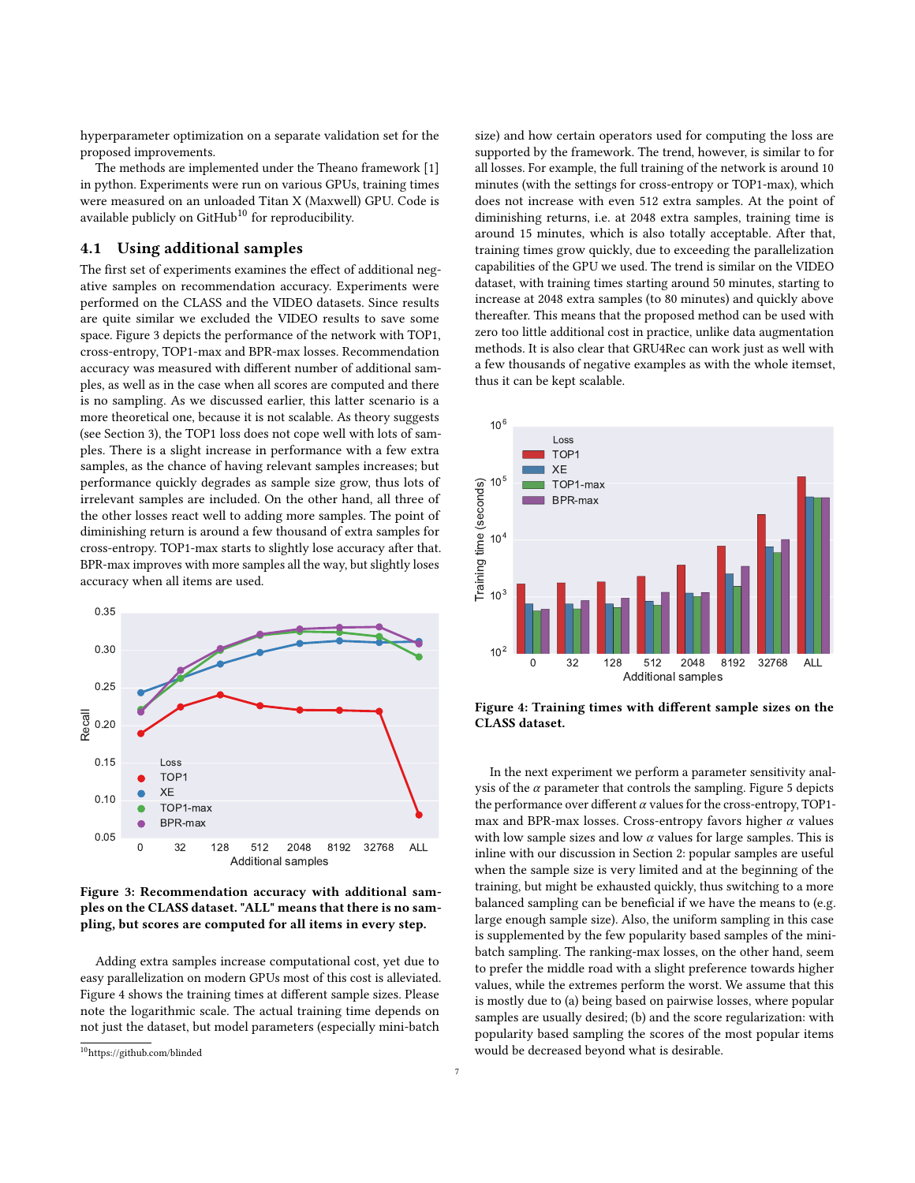hyperparameter optimization on a separate validation set for the proposed improvements.

The methods are implemented under the Theano framework [1] in python. Experiments were run on various GPUs, training times were measured on an unloaded Titan X (Maxwell) GPU. Code is available publicly on GitHub[10] for reproducibility.

## 4.1 Using additional samples

The first set of experiments examines the effect of additional negative samples on recommendation accuracy. Experiments were performed on the CLASS and the VIDEO datasets. Since results are quite similar we excluded the VIDEO results to save some space. Figure 3 depicts the performance of the network with TOP1, cross-entropy, TOP1-max and BPR-max losses. Recommendation accuracy was measured with different number of additional samples, as well as in the case when all scores are computed and there is no sampling. As we discussed earlier, this latter scenario is a more theoretical one, because it is not scalable. As theory suggests (see Section 3), the TOP1 loss does not cope well with lots of samples. There is a slight increase in performance with a few extra samples, as the chance of having relevant samples increases; but performance quickly degrades as sample size grow, thus lots of irrelevant samples are included. On the other hand, all three of the other losses react well to adding more samples. The point of diminishing return is around a few thousand of extra samples for cross-entropy. TOP1-max starts to slightly lose accuracy after that. BPR-max improves with more samples all the way, but slightly loses accuracy when all items are used.

**Figure 3: Recommendation accuracy with additional samples on the CLASS dataset. "ALL" means that there is no sampling, but scores are computed for all items in every step.**

Adding extra samples increase computational cost, yet due to easy parallelization on modern GPUs most of this cost is alleviated. Figure 4 shows the training times at different sample sizes. Please note the logarithmic scale. The actual training time depends on not just the dataset, but model parameters (especially mini-batch size) and how certain operators used for computing the loss are supported by the framework. The trend, however, is similar to for all losses. For example, the full training of the network is around 10 minutes (with the settings for cross-entropy or TOP1-max), which does not increase with even 512 extra samples. At the point of diminishing returns, i.e. at 2048 extra samples, training time is around 15 minutes, which is also totally acceptable. After that, training times grow quickly, due to exceeding the parallelization capabilities of the GPU we used. The trend is similar on the VIDEO dataset, with training times starting around 50 minutes, starting to increase at 2048 extra samples (to 80 minutes) and quickly above thereafter. This means that the proposed method can be used with zero too little additional cost in practice, unlike data augmentation methods. It is also clear that GRU4Rec can work just as well with a few thousands of negative examples as with the whole itemset, thus it can be kept scalable.

**Figure 4: Training times with different sample sizes on the CLASS dataset.**

In the next experiment we perform a parameter sensitivity analysis of the $\alpha$ parameter that controls the sampling. Figure 5 depicts the performance over different $\alpha$ values for the cross-entropy, TOP1-max and BPR-max losses. Cross-entropy favors higher $\alpha$ values with low sample sizes and low $\alpha$ values for large samples. This is inline with our discussion in Section 2: popular samples are useful when the sample size is very limited and at the beginning of the training, but might be exhausted quickly, thus switching to a more balanced sampling can be beneficial if we have the means to (e.g. large enough sample size). Also, the uniform sampling in this case is supplemented by the few popularity based samples of the mini-batch sampling. The ranking-max losses, on the other hand, seem to prefer the middle road with a slight preference towards higher values, while the extremes perform the worst. We assume that this is mostly due to (a) being based on pairwise losses, where popular samples are usually desired; (b) and the score regularization: with popularity based sampling the scores of the most popular items would be decreased beyond what is desirable.

[10] https://github.com/blinded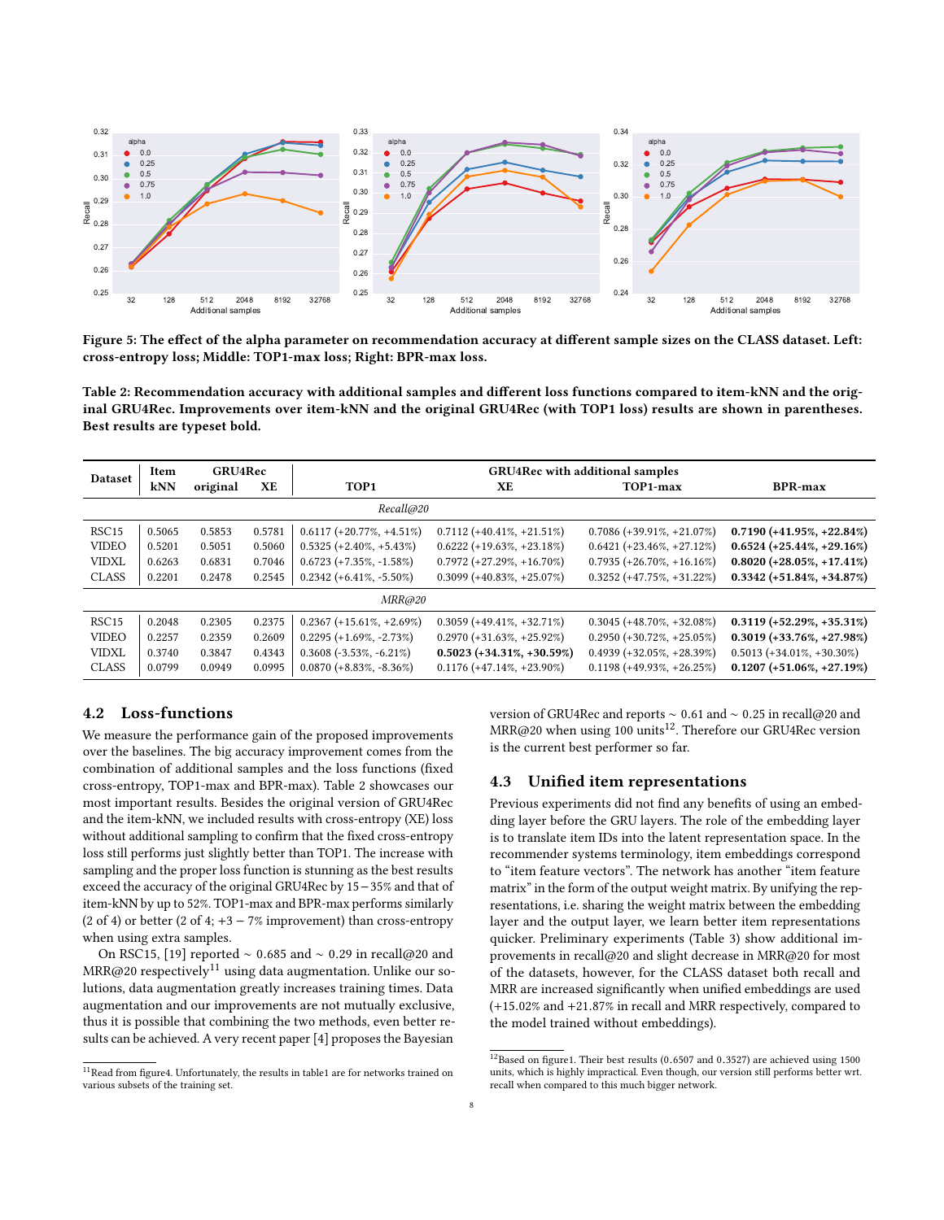Figure 5: The effect of the alpha parameter on recommendation accuracy at different sample sizes on the CLASS dataset. Left: cross-entropy loss; Middle: TOP1-max loss; Right: BPR-max loss.

Table 2: Recommendation accuracy with additional samples and different loss functions compared to item-kNN and the original GRU4Rec. Improvements over item-kNN and the original GRU4Rec (with TOP1 loss) results are shown in parentheses. Best results are typeset bold.

| Dataset | Item kNN | GRU4Rec original | GRU4Rec XE | GRU4Rec with additional samples: TOP1 | XE | TOP1-max | BPR-max |
|---|---|---|---|---|---|---|---|
| *Recall@20* | | | | | | | |
| RSC15 | 0.5065 | 0.5853 | 0.5781 | 0.6117 (+20.77%, +4.51%) | 0.7112 (+40.41%, +21.51%) | 0.7086 (+39.91%, +21.07%) | **0.7190 (+41.95%, +22.84%)** |
| VIDEO | 0.5201 | 0.5051 | 0.5060 | 0.5325 (+2.40%, +5.43%) | 0.6222 (+19.63%, +23.18%) | 0.6421 (+23.46%, +27.12%) | **0.6524 (+25.44%, +29.16%)** |
| VIDXL | 0.6263 | 0.6831 | 0.7046 | 0.6723 (+7.35%, -1.58%) | 0.7972 (+27.29%, +16.70%) | 0.7935 (+26.70%, +16.16%) | **0.8020 (+28.05%, +17.41%)** |
| CLASS | 0.2201 | 0.2478 | 0.2545 | 0.2342 (+6.41%, -5.50%) | 0.3099 (+40.83%, +25.07%) | 0.3252 (+47.75%, +31.22%) | **0.3342 (+51.84%, +34.87%)** |
| *MRR@20* | | | | | | | |
| RSC15 | 0.2048 | 0.2305 | 0.2375 | 0.2367 (+15.61%, +2.69%) | 0.3059 (+49.41%, +32.71%) | 0.3045 (+48.70%, +32.08%) | **0.3119 (+52.29%, +35.31%)** |
| VIDEO | 0.2257 | 0.2359 | 0.2609 | 0.2295 (+1.69%, -2.73%) | 0.2970 (+31.63%, +25.92%) | 0.2950 (+30.72%, +25.05%) | **0.3019 (+33.76%, +27.98%)** |
| VIDXL | 0.3740 | 0.3847 | 0.4343 | 0.3608 (-3.53%, -6.21%) | **0.5023 (+34.31%, +30.59%)** | 0.4939 (+32.05%, +28.39%) | 0.5013 (+34.01%, +30.30%) |
| CLASS | 0.0799 | 0.0949 | 0.0995 | 0.0870 (+8.83%, -8.36%) | 0.1176 (+47.14%, +23.90%) | 0.1198 (+49.93%, +26.25%) | **0.1207 (+51.06%, +27.19%)** |

## 4.2 Loss-functions

We measure the performance gain of the proposed improvements over the baselines. The big accuracy improvement comes from the combination of additional samples and the loss functions (fixed cross-entropy, TOP1-max and BPR-max). Table 2 showcases our most important results. Besides the original version of GRU4Rec and the item-kNN, we included results with cross-entropy (XE) loss without additional sampling to confirm that the fixed cross-entropy loss still performs just slightly better than TOP1. The increase with sampling and the proper loss function is stunning as the best results exceed the accuracy of the original GRU4Rec by $15-35\%$ and that of item-kNN by up to 52%. TOP1-max and BPR-max performs similarly (2 of 4) or better (2 of 4; $+3-7\%$ improvement) than cross-entropy when using extra samples.

On RSC15, [19] reported $\sim 0.685$ and $\sim 0.29$ in recall@20 and MRR@20 respectively[11] using data augmentation. Unlike our solutions, data augmentation greatly increases training times. Data augmentation and our improvements are not mutually exclusive, thus it is possible that combining the two methods, even better results can be achieved. A very recent paper [4] proposes the Bayesian version of GRU4Rec and reports $\sim 0.61$ and $\sim 0.25$ in recall@20 and MRR@20 when using 100 units[12]. Therefore our GRU4Rec version is the current best performer so far.

## 4.3 Unified item representations

Previous experiments did not find any benefits of using an embedding layer before the GRU layers. The role of the embedding layer is to translate item IDs into the latent representation space. In the recommender systems terminology, item embeddings correspond to "item feature vectors". The network has another "item feature matrix" in the form of the output weight matrix. By unifying the representations, i.e. sharing the weight matrix between the embedding layer and the output layer, we learn better item representations quicker. Preliminary experiments (Table 3) show additional improvements in recall@20 and slight decrease in MRR@20 for most of the datasets, however, for the CLASS dataset both recall and MRR are increased significantly when unified embeddings are used (+15.02% and +21.87% in recall and MRR respectively, compared to the model trained without embeddings).

[11] Read from figure4. Unfortunately, the results in table1 are for networks trained on various subsets of the training set.

[12] Based on figure1. Their best results (0.6507 and 0.3527) are achieved using 1500 units, which is highly impractical. Even though, our version still performs better wrt. recall when compared to this much bigger network.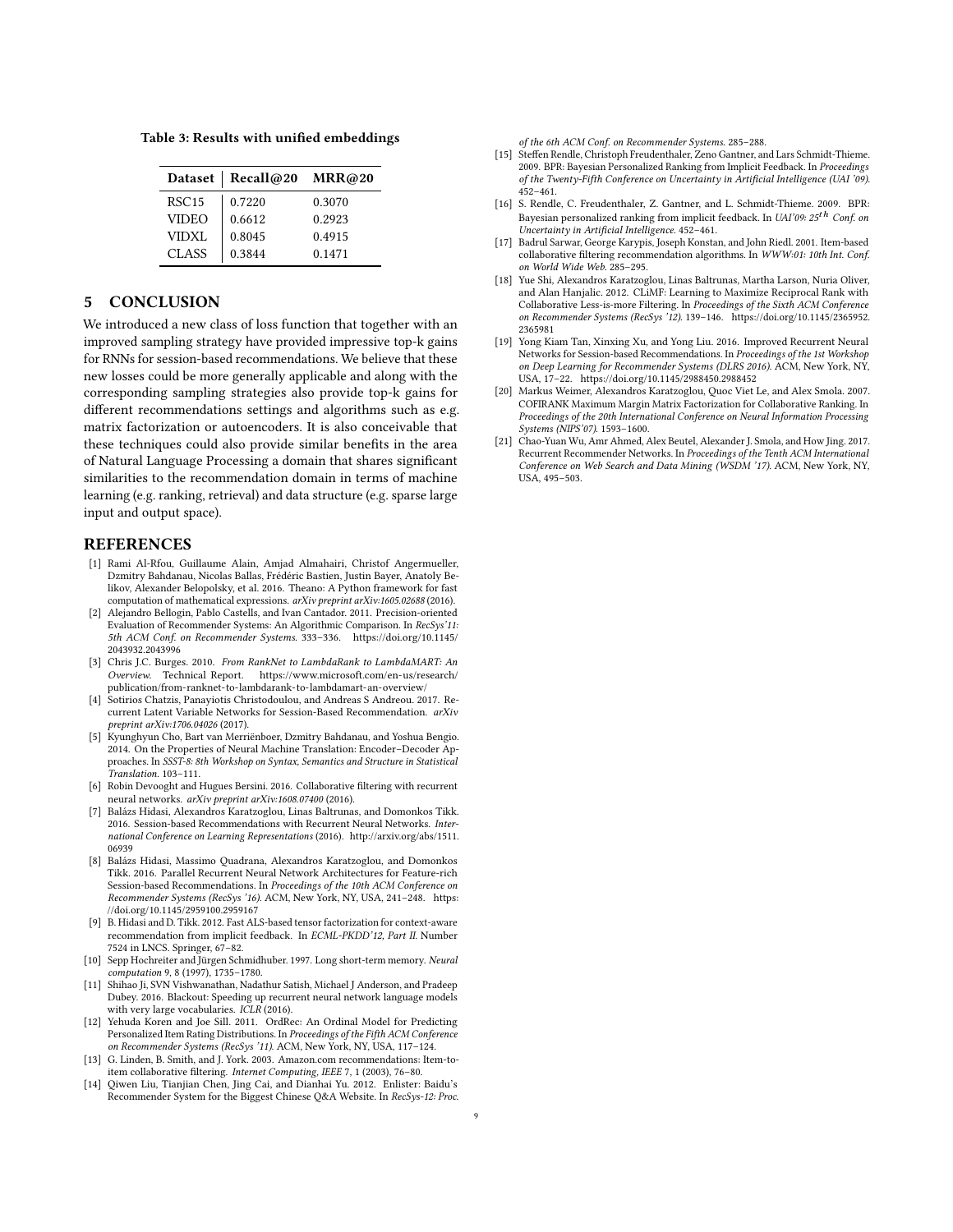Table 3: Results with unified embeddings

| Dataset | Recall@20 | MRR@20 |
|---|---|---|
| RSC15 | 0.7220 | 0.3070 |
| VIDEO | 0.6612 | 0.2923 |
| VIDXL | 0.8045 | 0.4915 |
| CLASS | 0.3844 | 0.1471 |

## 5 CONCLUSION

We introduced a new class of loss function that together with an improved sampling strategy have provided impressive top-k gains for RNNs for session-based recommendations. We believe that these new losses could be more generally applicable and along with the corresponding sampling strategies also provide top-k gains for different recommendations settings and algorithms such as e.g. matrix factorization or autoencoders. It is also conceivable that these techniques could also provide similar benefits in the area of Natural Language Processing a domain that shares significant similarities to the recommendation domain in terms of machine learning (e.g. ranking, retrieval) and data structure (e.g. sparse large input and output space).

## REFERENCES

- [1] Rami Al-Rfou, Guillaume Alain, Amjad Almahairi, Christof Angermueller, Dzmitry Bahdanau, Nicolas Ballas, Frédéric Bastien, Justin Bayer, Anatoly Belikov, Alexander Belopolsky, et al. 2016. Theano: A Python framework for fast computation of mathematical expressions. *arXiv preprint arXiv:1605.02688* (2016).
- [2] Alejandro Bellogin, Pablo Castells, and Ivan Cantador. 2011. Precision-oriented Evaluation of Recommender Systems: An Algorithmic Comparison. In *RecSys'11: 5th ACM Conf. on Recommender Systems*. 333–336. https://doi.org/10.1145/2043932.2043996
- [3] Chris J.C. Burges. 2010. *From RankNet to LambdaRank to LambdaMART: An Overview.* Technical Report. https://www.microsoft.com/en-us/research/publication/from-ranknet-to-lambdarank-to-lambdamart-an-overview/
- [4] Sotirios Chatzis, Panayiotis Christodoulou, and Andreas S Andreou. 2017. Recurrent Latent Variable Networks for Session-Based Recommendation. *arXiv preprint arXiv:1706.04026* (2017).
- [5] Kyunghyun Cho, Bart van Merriënboer, Dzmitry Bahdanau, and Yoshua Bengio. 2014. On the Properties of Neural Machine Translation: Encoder–Decoder Approaches. In *SSST-8: 8th Workshop on Syntax, Semantics and Structure in Statistical Translation*. 103–111.
- [6] Robin Devooght and Hugues Bersini. 2016. Collaborative filtering with recurrent neural networks. *arXiv preprint arXiv:1608.07400* (2016).
- [7] Balázs Hidasi, Alexandros Karatzoglou, Linas Baltrunas, and Domonkos Tikk. 2016. Session-based Recommendations with Recurrent Neural Networks. *International Conference on Learning Representations* (2016). http://arxiv.org/abs/1511.06939
- [8] Balázs Hidasi, Massimo Quadrana, Alexandros Karatzoglou, and Domonkos Tikk. 2016. Parallel Recurrent Neural Network Architectures for Feature-rich Session-based Recommendations. In *Proceedings of the 10th ACM Conference on Recommender Systems (RecSys '16)*. ACM, New York, NY, USA, 241–248. https://doi.org/10.1145/2959100.2959167
- [9] B. Hidasi and D. Tikk. 2012. Fast ALS-based tensor factorization for context-aware recommendation from implicit feedback. In *ECML-PKDD'12, Part II*. Number 7524 in LNCS. Springer, 67–82.
- [10] Sepp Hochreiter and Jürgen Schmidhuber. 1997. Long short-term memory. *Neural computation* 9, 8 (1997), 1735–1780.
- [11] Shihao Ji, SVN Vishwanathan, Nadathur Satish, Michael J Anderson, and Pradeep Dubey. 2016. Blackout: Speeding up recurrent neural network language models with very large vocabularies. *ICLR* (2016).
- [12] Yehuda Koren and Joe Sill. 2011. OrdRec: An Ordinal Model for Predicting Personalized Item Rating Distributions. In *Proceedings of the Fifth ACM Conference on Recommender Systems (RecSys '11)*. ACM, New York, NY, USA, 117–124.
- [13] G. Linden, B. Smith, and J. York. 2003. Amazon.com recommendations: Item-to-item collaborative filtering. *Internet Computing, IEEE* 7, 1 (2003), 76–80.
- [14] Qiwen Liu, Tianjian Chen, Jing Cai, and Dianhai Yu. 2012. Enlister: Baidu's Recommender System for the Biggest Chinese Q&A Website. In *RecSys-12: Proc. of the 6th ACM Conf. on Recommender Systems*. 285–288.
- [15] Steffen Rendle, Christoph Freudenthaler, Zeno Gantner, and Lars Schmidt-Thieme. 2009. BPR: Bayesian Personalized Ranking from Implicit Feedback. In *Proceedings of the Twenty-Fifth Conference on Uncertainty in Artificial Intelligence (UAI '09)*. 452–461.
- [16] S. Rendle, C. Freudenthaler, Z. Gantner, and L. Schmidt-Thieme. 2009. BPR: Bayesian personalized ranking from implicit feedback. In *UAI'09: $25^{th}$ Conf. on Uncertainty in Artificial Intelligence*. 452–461.
- [17] Badrul Sarwar, George Karypis, Joseph Konstan, and John Riedl. 2001. Item-based collaborative filtering recommendation algorithms. In *WWW:01: 10th Int. Conf. on World Wide Web*. 285–295.
- [18] Yue Shi, Alexandros Karatzoglou, Linas Baltrunas, Martha Larson, Nuria Oliver, and Alan Hanjalic. 2012. CLiMF: Learning to Maximize Reciprocal Rank with Collaborative Less-is-more Filtering. In *Proceedings of the Sixth ACM Conference on Recommender Systems (RecSys '12)*. 139–146. https://doi.org/10.1145/2365952.2365981
- [19] Yong Kiam Tan, Xinxing Xu, and Yong Liu. 2016. Improved Recurrent Neural Networks for Session-based Recommendations. In *Proceedings of the 1st Workshop on Deep Learning for Recommender Systems (DLRS 2016)*. ACM, New York, NY, USA, 17–22. https://doi.org/10.1145/2988450.2988452
- [20] Markus Weimer, Alexandros Karatzoglou, Quoc Viet Le, and Alex Smola. 2007. COFIRANK Maximum Margin Matrix Factorization for Collaborative Ranking. In *Proceedings of the 20th International Conference on Neural Information Processing Systems (NIPS'07)*. 1593–1600.
- [21] Chao-Yuan Wu, Amr Ahmed, Alex Beutel, Alexander J. Smola, and How Jing. 2017. Recurrent Recommender Networks. In *Proceedings of the Tenth ACM International Conference on Web Search and Data Mining (WSDM '17)*. ACM, New York, NY, USA, 495–503.